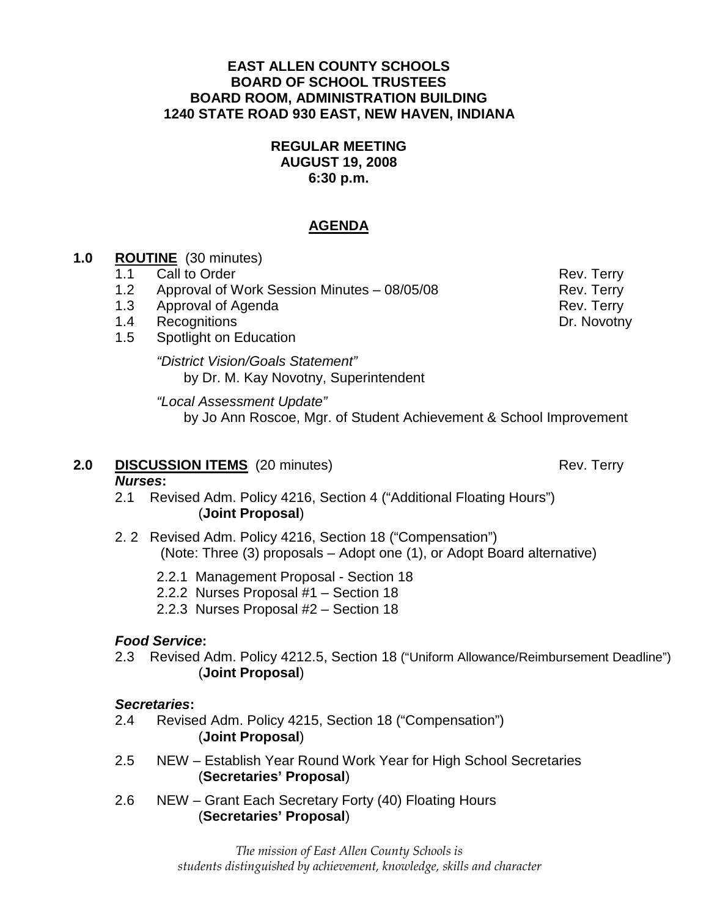**EAST ALLEN COUNTY SCHOOLS**
**BOARD OF SCHOOL TRUSTEES**
**BOARD ROOM, ADMINISTRATION BUILDING**
**1240 STATE ROAD 930 EAST, NEW HAVEN, INDIANA**

**REGULAR MEETING**
**AUGUST 19, 2008**
**6:30 p.m.**

# AGENDA

**1.0 ROUTINE** (30 minutes)

- 1.1 Call to Order — Rev. Terry
- 1.2 Approval of Work Session Minutes – 08/05/08 — Rev. Terry
- 1.3 Approval of Agenda — Rev. Terry
- 1.4 Recognitions — Dr. Novotny
- 1.5 Spotlight on Education

  *"District Vision/Goals Statement"*
  by Dr. M. Kay Novotny, Superintendent

  *"Local Assessment Update"*
  by Jo Ann Roscoe, Mgr. of Student Achievement & School Improvement

**2.0 DISCUSSION ITEMS** (20 minutes) — Rev. Terry

***Nurses*:**

- 2.1 Revised Adm. Policy 4216, Section 4 ("Additional Floating Hours") (**Joint Proposal**)
- 2.2 Revised Adm. Policy 4216, Section 18 ("Compensation") (Note: Three (3) proposals – Adopt one (1), or Adopt Board alternative)
  - 2.2.1 Management Proposal - Section 18
  - 2.2.2 Nurses Proposal #1 – Section 18
  - 2.2.3 Nurses Proposal #2 – Section 18

***Food Service*:**

- 2.3 Revised Adm. Policy 4212.5, Section 18 ("Uniform Allowance/Reimbursement Deadline") (**Joint Proposal**)

***Secretaries*:**

- 2.4 Revised Adm. Policy 4215, Section 18 ("Compensation") (**Joint Proposal**)
- 2.5 NEW – Establish Year Round Work Year for High School Secretaries (**Secretaries' Proposal**)
- 2.6 NEW – Grant Each Secretary Forty (40) Floating Hours (**Secretaries' Proposal**)

*The mission of East Allen County Schools is students distinguished by achievement, knowledge, skills and character*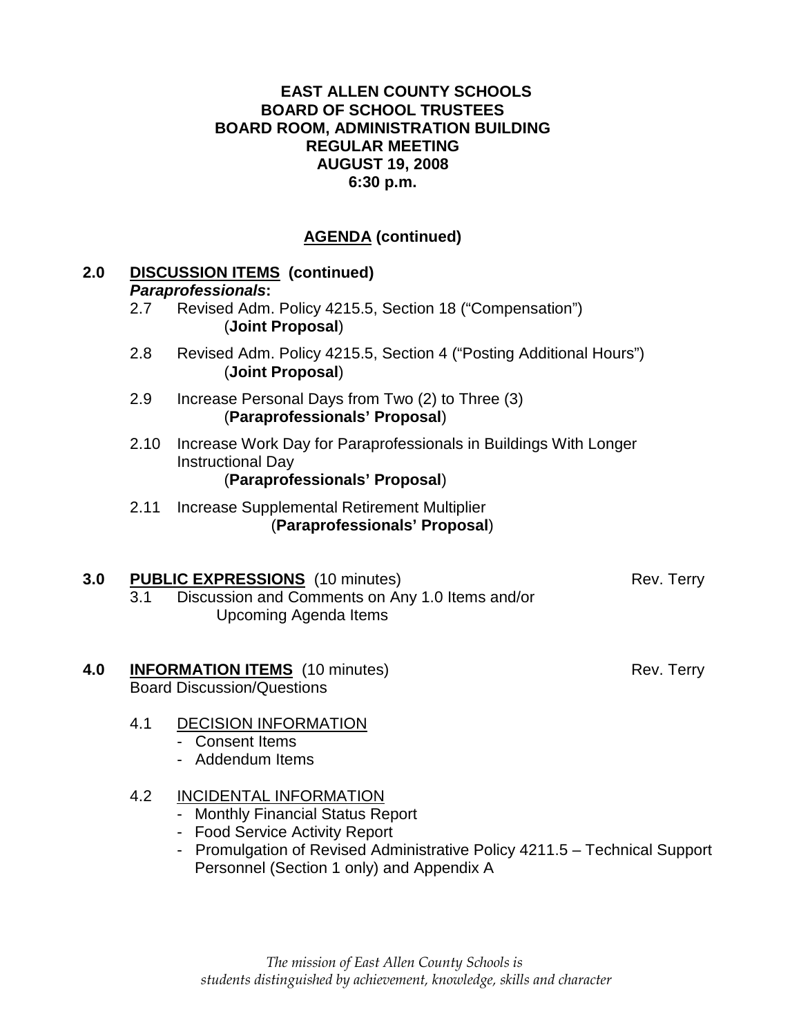**EAST ALLEN COUNTY SCHOOLS**
**BOARD OF SCHOOL TRUSTEES**
**BOARD ROOM, ADMINISTRATION BUILDING**
**REGULAR MEETING**
**AUGUST 19, 2008**
**6:30 p.m.**

## AGENDA (continued)

**2.0 DISCUSSION ITEMS (continued)**

***Paraprofessionals*:**

2.7 Revised Adm. Policy 4215.5, Section 18 ("Compensation")
(**Joint Proposal**)

2.8 Revised Adm. Policy 4215.5, Section 4 ("Posting Additional Hours")
(**Joint Proposal**)

2.9 Increase Personal Days from Two (2) to Three (3)
(**Paraprofessionals' Proposal**)

2.10 Increase Work Day for Paraprofessionals in Buildings With Longer Instructional Day
(**Paraprofessionals' Proposal**)

2.11 Increase Supplemental Retirement Multiplier
(**Paraprofessionals' Proposal**)

**3.0 PUBLIC EXPRESSIONS** (10 minutes) — Rev. Terry

3.1 Discussion and Comments on Any 1.0 Items and/or Upcoming Agenda Items

**4.0 INFORMATION ITEMS** (10 minutes) — Rev. Terry

Board Discussion/Questions

4.1 DECISION INFORMATION
- Consent Items
- Addendum Items

4.2 INCIDENTAL INFORMATION
- Monthly Financial Status Report
- Food Service Activity Report
- Promulgation of Revised Administrative Policy 4211.5 – Technical Support Personnel (Section 1 only) and Appendix A

*The mission of East Allen County Schools is*
*students distinguished by achievement, knowledge, skills and character*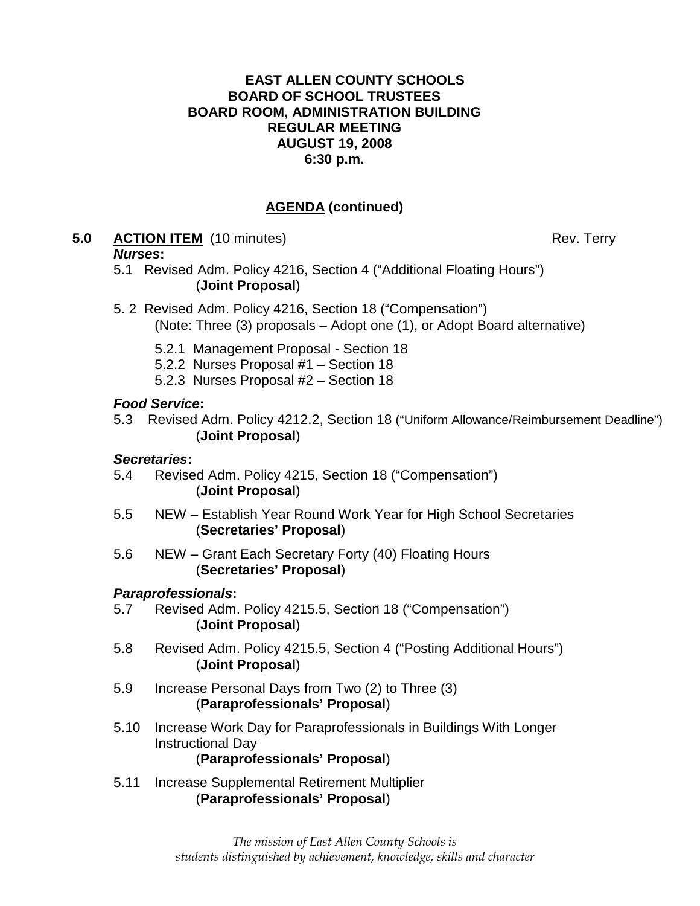**EAST ALLEN COUNTY SCHOOLS**
**BOARD OF SCHOOL TRUSTEES**
**BOARD ROOM, ADMINISTRATION BUILDING**
**REGULAR MEETING**
**AUGUST 19, 2008**
**6:30 p.m.**

## AGENDA (continued)

**5.0 ACTION ITEM** (10 minutes) Rev. Terry

***Nurses*:**

5.1 Revised Adm. Policy 4216, Section 4 ("Additional Floating Hours")
(**Joint Proposal**)

5.2 Revised Adm. Policy 4216, Section 18 ("Compensation")
(Note: Three (3) proposals – Adopt one (1), or Adopt Board alternative)

- 5.2.1 Management Proposal - Section 18
- 5.2.2 Nurses Proposal #1 – Section 18
- 5.2.3 Nurses Proposal #2 – Section 18

***Food Service*:**

5.3 Revised Adm. Policy 4212.2, Section 18 ("Uniform Allowance/Reimbursement Deadline")
(**Joint Proposal**)

***Secretaries*:**

5.4 Revised Adm. Policy 4215, Section 18 ("Compensation")
(**Joint Proposal**)

5.5 NEW – Establish Year Round Work Year for High School Secretaries
(**Secretaries' Proposal**)

5.6 NEW – Grant Each Secretary Forty (40) Floating Hours
(**Secretaries' Proposal**)

***Paraprofessionals*:**

5.7 Revised Adm. Policy 4215.5, Section 18 ("Compensation")
(**Joint Proposal**)

5.8 Revised Adm. Policy 4215.5, Section 4 ("Posting Additional Hours")
(**Joint Proposal**)

5.9 Increase Personal Days from Two (2) to Three (3)
(**Paraprofessionals' Proposal**)

5.10 Increase Work Day for Paraprofessionals in Buildings With Longer Instructional Day
(**Paraprofessionals' Proposal**)

5.11 Increase Supplemental Retirement Multiplier
(**Paraprofessionals' Proposal**)

*The mission of East Allen County Schools is students distinguished by achievement, knowledge, skills and character*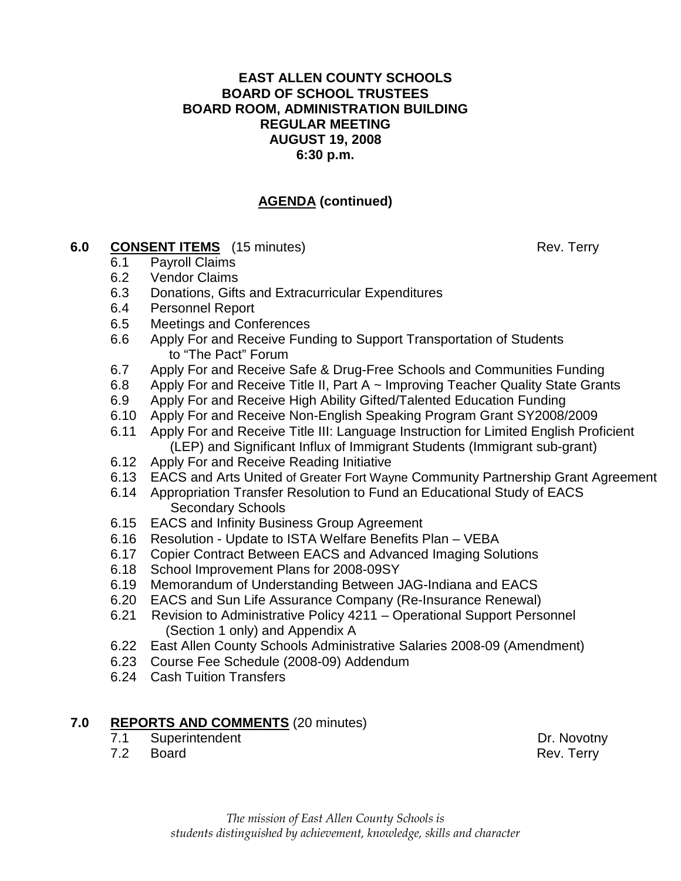**EAST ALLEN COUNTY SCHOOLS**
**BOARD OF SCHOOL TRUSTEES**
**BOARD ROOM, ADMINISTRATION BUILDING**
**REGULAR MEETING**
**AUGUST 19, 2008**
**6:30 p.m.**

## AGENDA (continued)

**6.0 CONSENT ITEMS** (15 minutes) Rev. Terry

- 6.1 Payroll Claims
- 6.2 Vendor Claims
- 6.3 Donations, Gifts and Extracurricular Expenditures
- 6.4 Personnel Report
- 6.5 Meetings and Conferences
- 6.6 Apply For and Receive Funding to Support Transportation of Students to "The Pact" Forum
- 6.7 Apply For and Receive Safe & Drug-Free Schools and Communities Funding
- 6.8 Apply For and Receive Title II, Part A ~ Improving Teacher Quality State Grants
- 6.9 Apply For and Receive High Ability Gifted/Talented Education Funding
- 6.10 Apply For and Receive Non-English Speaking Program Grant SY2008/2009
- 6.11 Apply For and Receive Title III: Language Instruction for Limited English Proficient (LEP) and Significant Influx of Immigrant Students (Immigrant sub-grant)
- 6.12 Apply For and Receive Reading Initiative
- 6.13 EACS and Arts United of Greater Fort Wayne Community Partnership Grant Agreement
- 6.14 Appropriation Transfer Resolution to Fund an Educational Study of EACS Secondary Schools
- 6.15 EACS and Infinity Business Group Agreement
- 6.16 Resolution - Update to ISTA Welfare Benefits Plan – VEBA
- 6.17 Copier Contract Between EACS and Advanced Imaging Solutions
- 6.18 School Improvement Plans for 2008-09SY
- 6.19 Memorandum of Understanding Between JAG-Indiana and EACS
- 6.20 EACS and Sun Life Assurance Company (Re-Insurance Renewal)
- 6.21 Revision to Administrative Policy 4211 – Operational Support Personnel (Section 1 only) and Appendix A
- 6.22 East Allen County Schools Administrative Salaries 2008-09 (Amendment)
- 6.23 Course Fee Schedule (2008-09) Addendum
- 6.24 Cash Tuition Transfers

**7.0 REPORTS AND COMMENTS** (20 minutes)

- 7.1 Superintendent Dr. Novotny
- 7.2 Board Rev. Terry

*The mission of East Allen County Schools is students distinguished by achievement, knowledge, skills and character*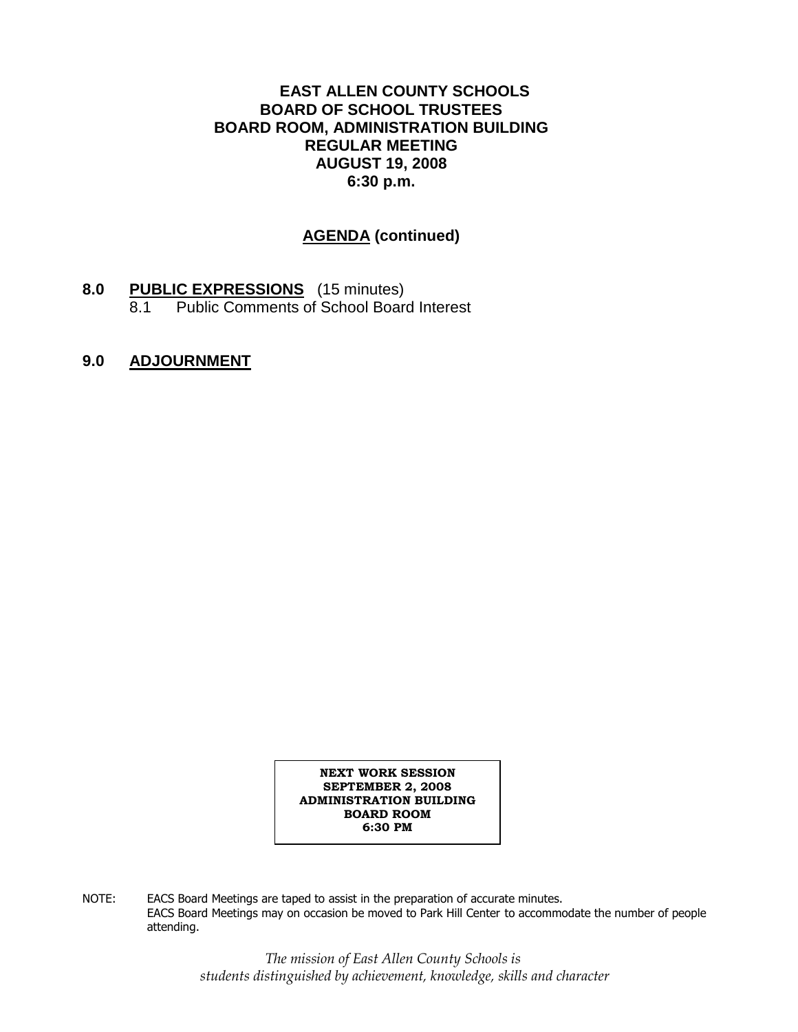# EAST ALLEN COUNTY SCHOOLS
## BOARD OF SCHOOL TRUSTEES
## BOARD ROOM, ADMINISTRATION BUILDING
## REGULAR MEETING
## AUGUST 19, 2008
## 6:30 p.m.

## AGENDA (continued)

**8.0 PUBLIC EXPRESSIONS** (15 minutes)

8.1 Public Comments of School Board Interest

**9.0 ADJOURNMENT**

**NEXT WORK SESSION**
**SEPTEMBER 2, 2008**
**ADMINISTRATION BUILDING**
**BOARD ROOM**
**6:30 PM**

NOTE: EACS Board Meetings are taped to assist in the preparation of accurate minutes.
EACS Board Meetings may on occasion be moved to Park Hill Center to accommodate the number of people attending.

*The mission of East Allen County Schools is*
*students distinguished by achievement, knowledge, skills and character*